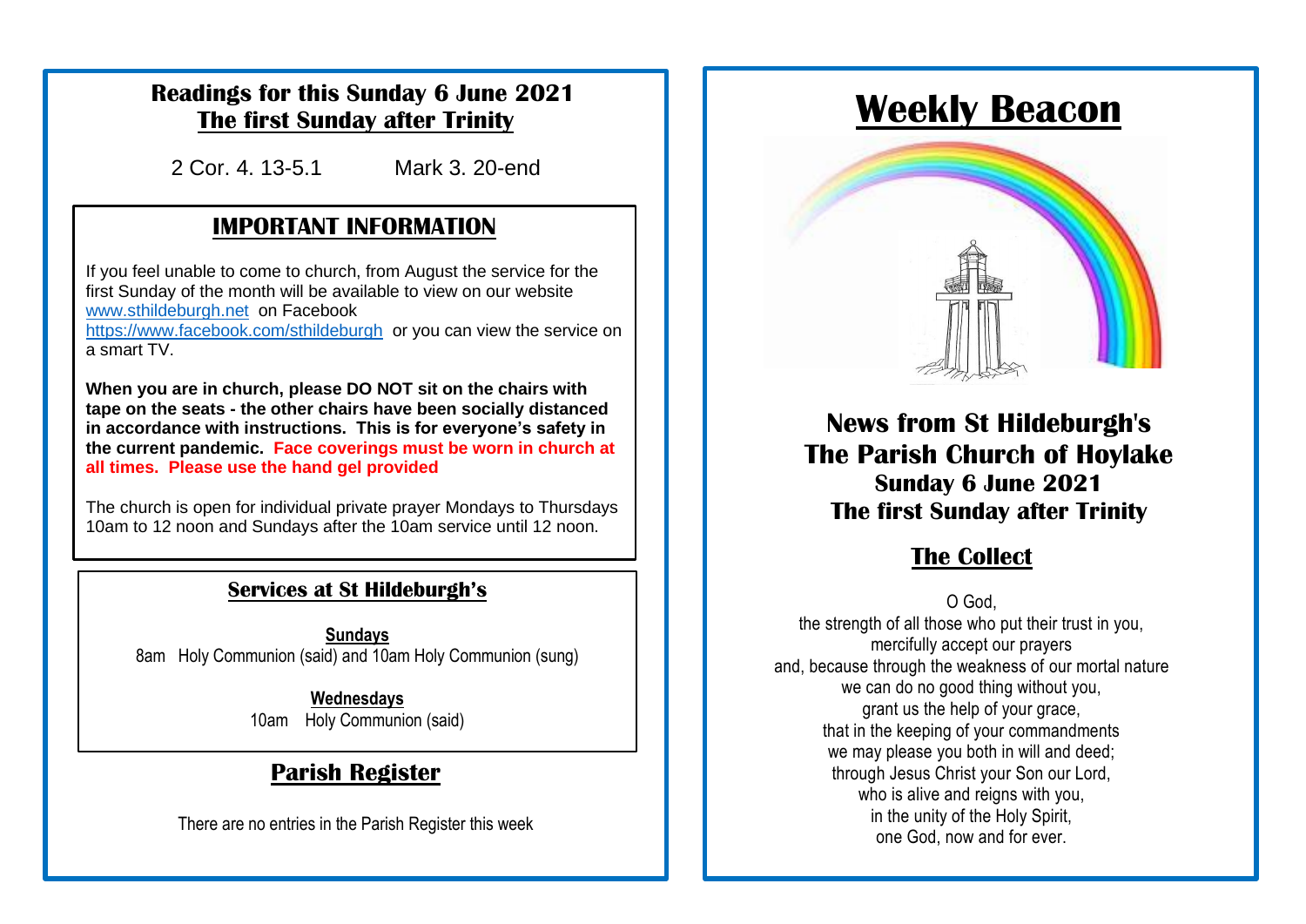## Readings for this Sunday 6 June 2021
## The first Sunday after Trinity

2 Cor. 4. 13-5.1 Mark 3. 20-end

## IMPORTANT INFORMATION

If you feel unable to come to church, from August the service for the first Sunday of the month will be available to view on our website www.sthildeburgh.net on Facebook https://www.facebook.com/sthildeburgh or you can view the service on a smart TV.

**When you are in church, please DO NOT sit on the chairs with tape on the seats - the other chairs have been socially distanced in accordance with instructions. This is for everyone's safety in the current pandemic. Face coverings must be worn in church at all times. Please use the hand gel provided**

The church is open for individual private prayer Mondays to Thursdays 10am to 12 noon and Sundays after the 10am service until 12 noon.

## Services at St Hildeburgh's

**Sundays**

8am Holy Communion (said) and 10am Holy Communion (sung)

**Wednesdays**

10am Holy Communion (said)

## Parish Register

There are no entries in the Parish Register this week

# Weekly Beacon

## News from St Hildeburgh's
## The Parish Church of Hoylake
### Sunday 6 June 2021
### The first Sunday after Trinity

## The Collect

O God,
the strength of all those who put their trust in you,
mercifully accept our prayers
and, because through the weakness of our mortal nature
we can do no good thing without you,
grant us the help of your grace,
that in the keeping of your commandments
we may please you both in will and deed;
through Jesus Christ your Son our Lord,
who is alive and reigns with you,
in the unity of the Holy Spirit,
one God, now and for ever.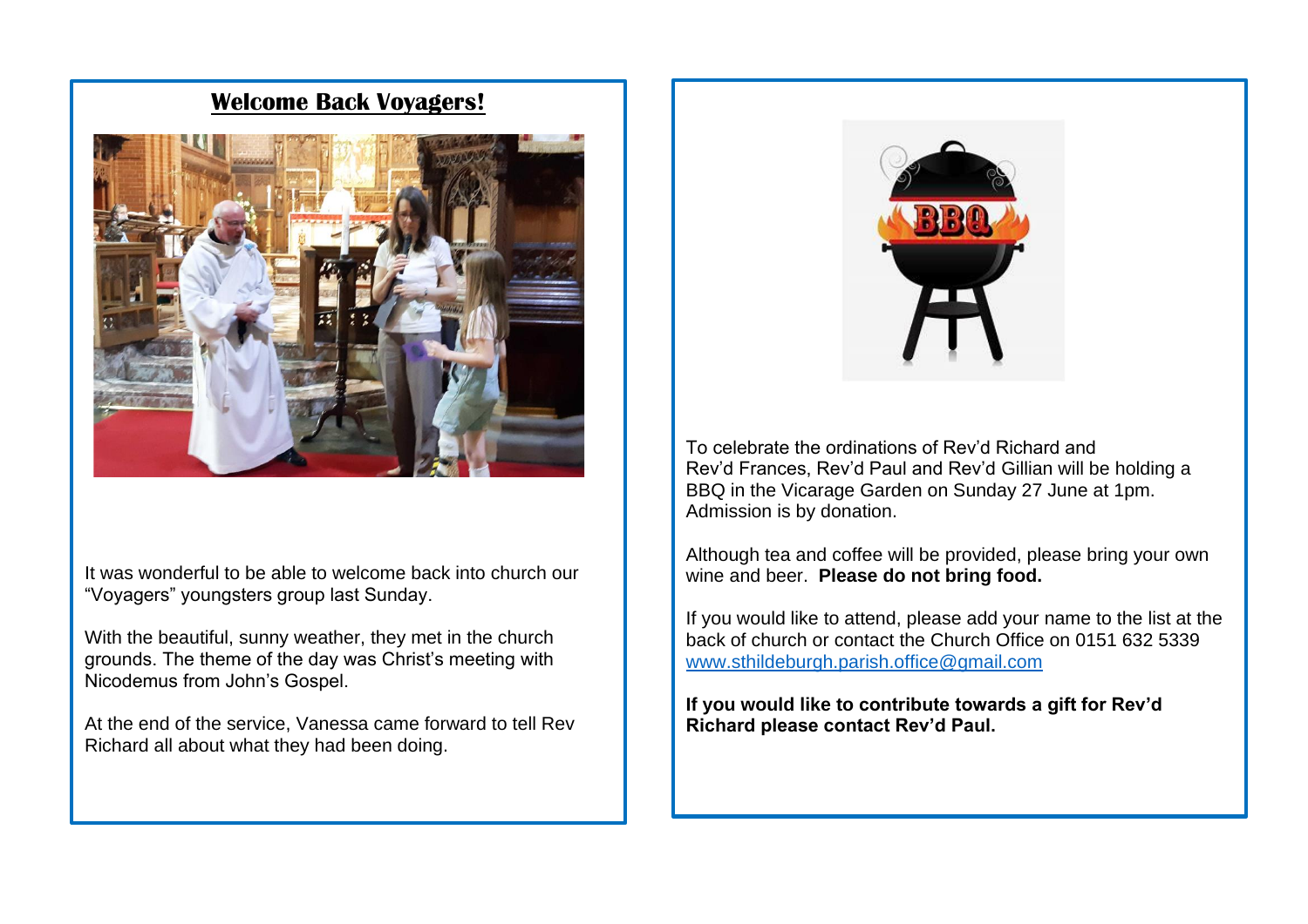## Welcome Back Voyagers!

It was wonderful to be able to welcome back into church our "Voyagers" youngsters group last Sunday.

With the beautiful, sunny weather, they met in the church grounds. The theme of the day was Christ's meeting with Nicodemus from John's Gospel.

At the end of the service, Vanessa came forward to tell Rev Richard all about what they had been doing.

To celebrate the ordinations of Rev'd Richard and Rev'd Frances, Rev'd Paul and Rev'd Gillian will be holding a BBQ in the Vicarage Garden on Sunday 27 June at 1pm. Admission is by donation.

Although tea and coffee will be provided, please bring your own wine and beer. **Please do not bring food.**

If you would like to attend, please add your name to the list at the back of church or contact the Church Office on 0151 632 5339 www.sthildeburgh.parish.office@gmail.com

**If you would like to contribute towards a gift for Rev'd Richard please contact Rev'd Paul.**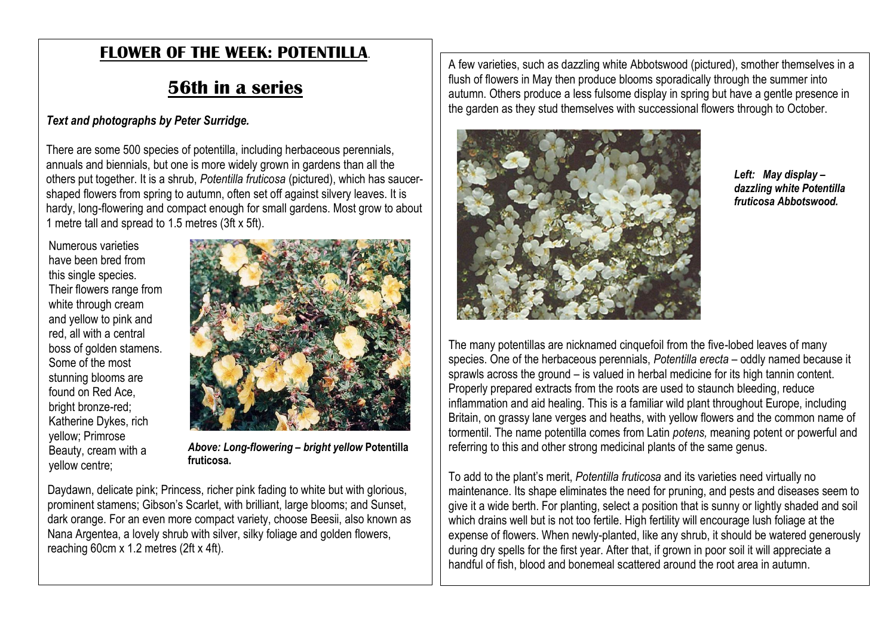# FLOWER OF THE WEEK: POTENTILLA.

## 56th in a series

***Text and photographs by Peter Surridge.***

There are some 500 species of potentilla, including herbaceous perennials, annuals and biennials, but one is more widely grown in gardens than all the others put together. It is a shrub, *Potentilla fruticosa* (pictured), which has saucer-shaped flowers from spring to autumn, often set off against silvery leaves. It is hardy, long-flowering and compact enough for small gardens. Most grow to about 1 metre tall and spread to 1.5 metres (3ft x 5ft).

Numerous varieties have been bred from this single species. Their flowers range from white through cream and yellow to pink and red, all with a central boss of golden stamens. Some of the most stunning blooms are found on Red Ace, bright bronze-red; Katherine Dykes, rich yellow; Primrose Beauty, cream with a yellow centre; Daydawn, delicate pink; Princess, richer pink fading to white but with glorious, prominent stamens; Gibson's Scarlet, with brilliant, large blooms; and Sunset, dark orange. For an even more compact variety, choose Beesii, also known as Nana Argentea, a lovely shrub with silver, silky foliage and golden flowers, reaching 60cm x 1.2 metres (2ft x 4ft).

***Above: Long-flowering – bright yellow* Potentilla fruticosa.**

A few varieties, such as dazzling white Abbotswood (pictured), smother themselves in a flush of flowers in May then produce blooms sporadically through the summer into autumn. Others produce a less fulsome display in spring but have a gentle presence in the garden as they stud themselves with successional flowers through to October.

***Left: May display – dazzling white Potentilla fruticosa Abbotswood.***

The many potentillas are nicknamed cinquefoil from the five-lobed leaves of many species. One of the herbaceous perennials, *Potentilla erecta* – oddly named because it sprawls across the ground – is valued in herbal medicine for its high tannin content. Properly prepared extracts from the roots are used to staunch bleeding, reduce inflammation and aid healing. This is a familiar wild plant throughout Europe, including Britain, on grassy lane verges and heaths, with yellow flowers and the common name of tormentil. The name potentilla comes from Latin *potens,* meaning potent or powerful and referring to this and other strong medicinal plants of the same genus.

To add to the plant's merit, *Potentilla fruticosa* and its varieties need virtually no maintenance. Its shape eliminates the need for pruning, and pests and diseases seem to give it a wide berth. For planting, select a position that is sunny or lightly shaded and soil which drains well but is not too fertile. High fertility will encourage lush foliage at the expense of flowers. When newly-planted, like any shrub, it should be watered generously during dry spells for the first year. After that, if grown in poor soil it will appreciate a handful of fish, blood and bonemeal scattered around the root area in autumn.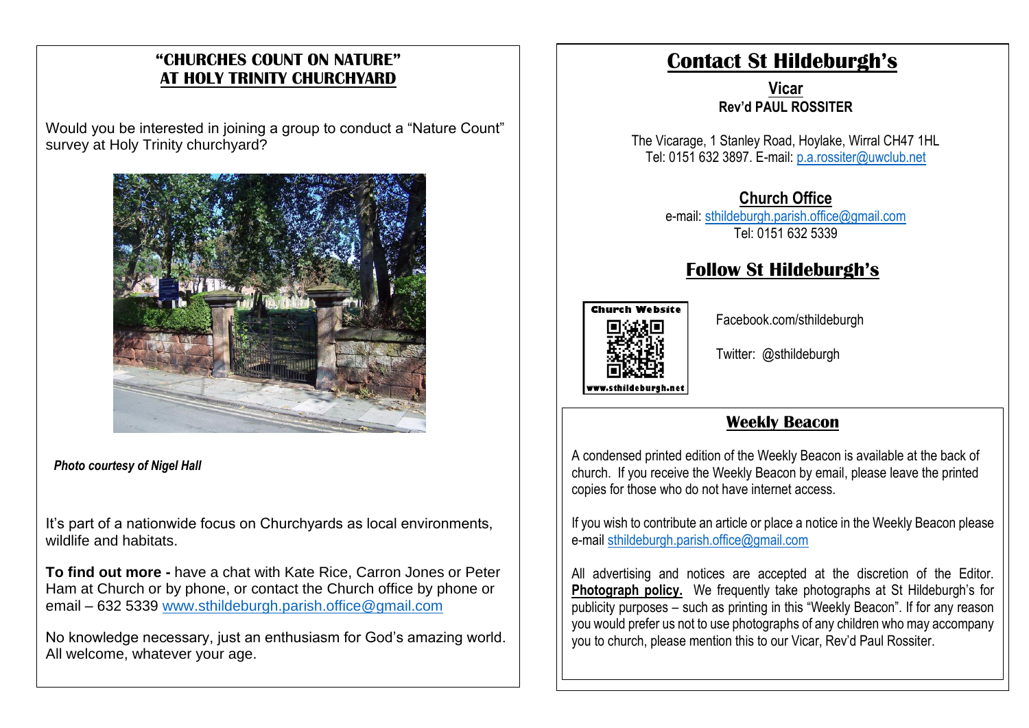## "CHURCHES COUNT ON NATURE" AT HOLY TRINITY CHURCHYARD

Would you be interested in joining a group to conduct a "Nature Count" survey at Holy Trinity churchyard?

***Photo courtesy of Nigel Hall***

It's part of a nationwide focus on Churchyards as local environments, wildlife and habitats.

**To find out more -** have a chat with Kate Rice, Carron Jones or Peter Ham at Church or by phone, or contact the Church office by phone or email – 632 5339 www.sthildeburgh.parish.office@gmail.com

No knowledge necessary, just an enthusiasm for God's amazing world. All welcome, whatever your age.

# Contact St Hildeburgh's

### Vicar

**Rev'd PAUL ROSSITER**

The Vicarage, 1 Stanley Road, Hoylake, Wirral CH47 1HL
Tel: 0151 632 3897. E-mail: p.a.rossiter@uwclub.net

### Church Office

e-mail: sthildeburgh.parish.office@gmail.com
Tel: 0151 632 5339

## Follow St Hildeburgh's

Church Website
www.sthildeburgh.net

Facebook.com/sthildeburgh

Twitter: @sthildeburgh

## Weekly Beacon

A condensed printed edition of the Weekly Beacon is available at the back of church. If you receive the Weekly Beacon by email, please leave the printed copies for those who do not have internet access.

If you wish to contribute an article or place a notice in the Weekly Beacon please e-mail sthildeburgh.parish.office@gmail.com

All advertising and notices are accepted at the discretion of the Editor. **Photograph policy.** We frequently take photographs at St Hildeburgh's for publicity purposes – such as printing in this "Weekly Beacon". If for any reason you would prefer us not to use photographs of any children who may accompany you to church, please mention this to our Vicar, Rev'd Paul Rossiter.